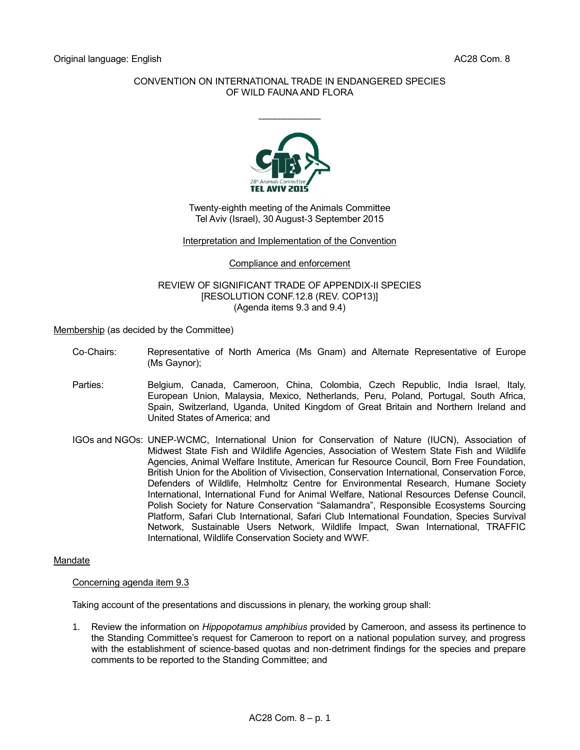Original language: English AC28 Com. 8

CONVENTION ON INTERNATIONAL TRADE IN ENDANGERED SPECIES
OF WILD FAUNA AND FLORA

\_\_\_\_\_\_\_\_\_\_\_\_\_\_\_\_\_\_\_\_

Twenty-eighth meeting of the Animals Committee
Tel Aviv (Israel), 30 August-3 September 2015

Interpretation and Implementation of the Convention

Compliance and enforcement

REVIEW OF SIGNIFICANT TRADE OF APPENDIX-II SPECIES
[RESOLUTION CONF.12.8 (REV. COP13)]
(Agenda items 9.3 and 9.4)

Membership (as decided by the Committee)

Co-Chairs: Representative of North America (Ms Gnam) and Alternate Representative of Europe (Ms Gaynor);

Parties: Belgium, Canada, Cameroon, China, Colombia, Czech Republic, India Israel, Italy, European Union, Malaysia, Mexico, Netherlands, Peru, Poland, Portugal, South Africa, Spain, Switzerland, Uganda, United Kingdom of Great Britain and Northern Ireland and United States of America; and

IGOs and NGOs: UNEP-WCMC, International Union for Conservation of Nature (IUCN), Association of Midwest State Fish and Wildlife Agencies, Association of Western State Fish and Wildlife Agencies, Animal Welfare Institute, American fur Resource Council, Born Free Foundation, British Union for the Abolition of Vivisection, Conservation International, Conservation Force, Defenders of Wildlife, Helmholtz Centre for Environmental Research, Humane Society International, International Fund for Animal Welfare, National Resources Defense Council, Polish Society for Nature Conservation "Salamandra", Responsible Ecosystems Sourcing Platform, Safari Club International, Safari Club International Foundation, Species Survival Network, Sustainable Users Network, Wildlife Impact, Swan International, TRAFFIC International, Wildlife Conservation Society and WWF.

Mandate

Concerning agenda item 9.3

Taking account of the presentations and discussions in plenary, the working group shall:

1. Review the information on *Hippopotamus amphibius* provided by Cameroon, and assess its pertinence to the Standing Committee's request for Cameroon to report on a national population survey, and progress with the establishment of science-based quotas and non-detriment findings for the species and prepare comments to be reported to the Standing Committee; and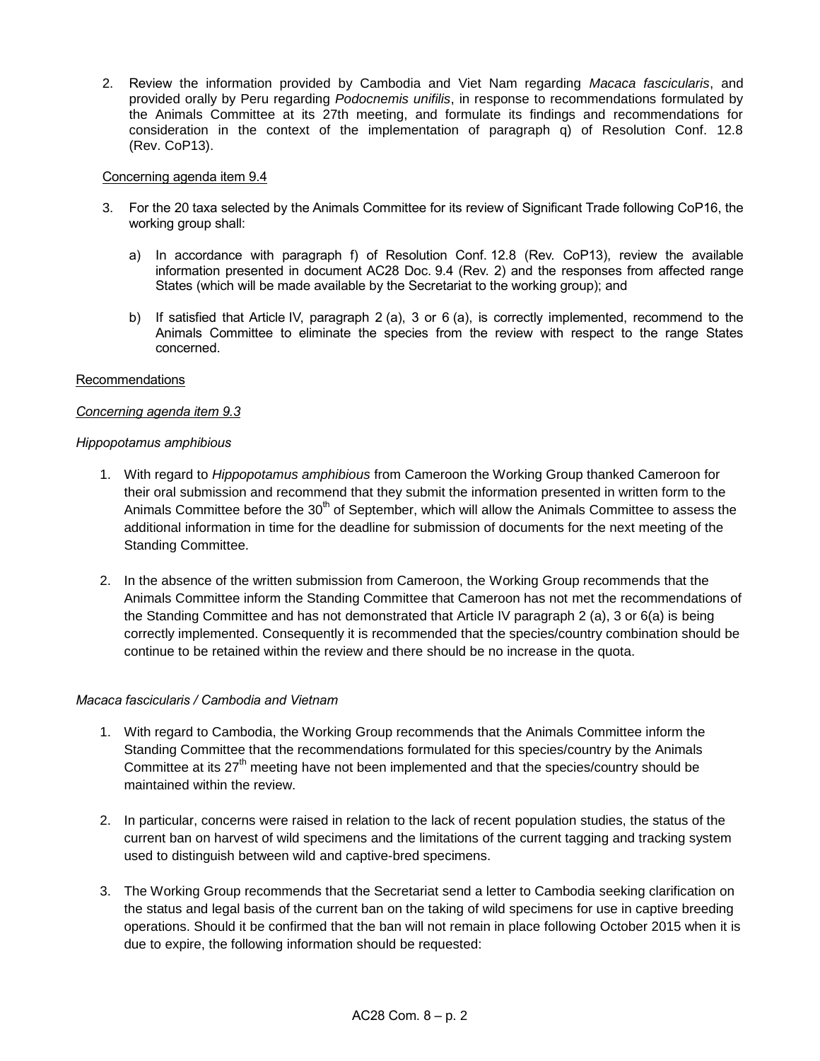2. Review the information provided by Cambodia and Viet Nam regarding *Macaca fascicularis*, and provided orally by Peru regarding *Podocnemis unifilis*, in response to recommendations formulated by the Animals Committee at its 27th meeting, and formulate its findings and recommendations for consideration in the context of the implementation of paragraph q) of Resolution Conf. 12.8 (Rev. CoP13).

Concerning agenda item 9.4

3. For the 20 taxa selected by the Animals Committee for its review of Significant Trade following CoP16, the working group shall:

   a) In accordance with paragraph f) of Resolution Conf. 12.8 (Rev. CoP13), review the available information presented in document AC28 Doc. 9.4 (Rev. 2) and the responses from affected range States (which will be made available by the Secretariat to the working group); and

   b) If satisfied that Article IV, paragraph 2 (a), 3 or 6 (a), is correctly implemented, recommend to the Animals Committee to eliminate the species from the review with respect to the range States concerned.

Recommendations

*Concerning agenda item 9.3*

*Hippopotamus amphibious*

1. With regard to *Hippopotamus amphibious* from Cameroon the Working Group thanked Cameroon for their oral submission and recommend that they submit the information presented in written form to the Animals Committee before the 30th of September, which will allow the Animals Committee to assess the additional information in time for the deadline for submission of documents for the next meeting of the Standing Committee.

2. In the absence of the written submission from Cameroon, the Working Group recommends that the Animals Committee inform the Standing Committee that Cameroon has not met the recommendations of the Standing Committee and has not demonstrated that Article IV paragraph 2 (a), 3 or 6(a) is being correctly implemented. Consequently it is recommended that the species/country combination should be continue to be retained within the review and there should be no increase in the quota.

*Macaca fascicularis / Cambodia and Vietnam*

1. With regard to Cambodia, the Working Group recommends that the Animals Committee inform the Standing Committee that the recommendations formulated for this species/country by the Animals Committee at its 27th meeting have not been implemented and that the species/country should be maintained within the review.

2. In particular, concerns were raised in relation to the lack of recent population studies, the status of the current ban on harvest of wild specimens and the limitations of the current tagging and tracking system used to distinguish between wild and captive-bred specimens.

3. The Working Group recommends that the Secretariat send a letter to Cambodia seeking clarification on the status and legal basis of the current ban on the taking of wild specimens for use in captive breeding operations. Should it be confirmed that the ban will not remain in place following October 2015 when it is due to expire, the following information should be requested: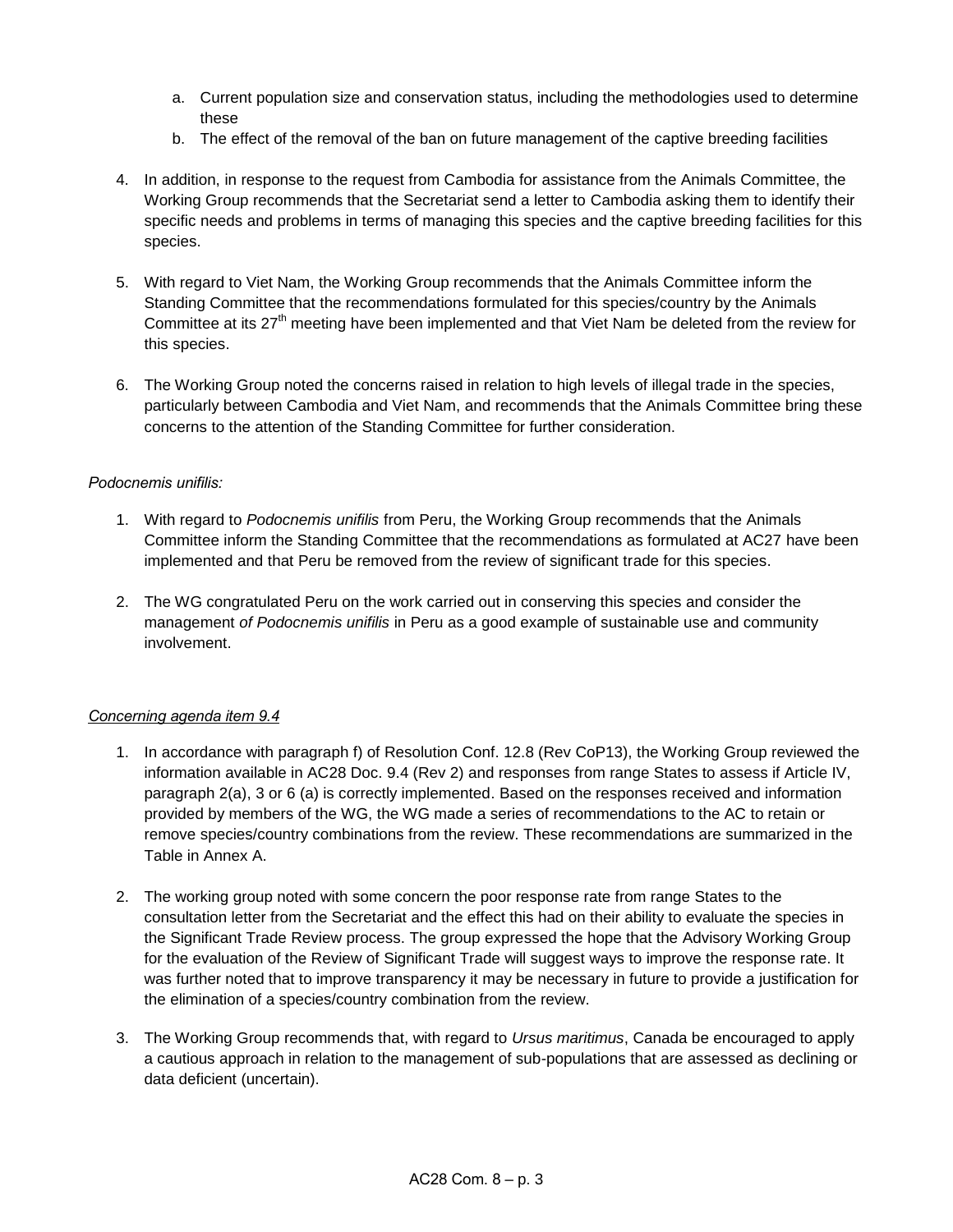a. Current population size and conservation status, including the methodologies used to determine these
   b. The effect of the removal of the ban on future management of the captive breeding facilities

4. In addition, in response to the request from Cambodia for assistance from the Animals Committee, the Working Group recommends that the Secretariat send a letter to Cambodia asking them to identify their specific needs and problems in terms of managing this species and the captive breeding facilities for this species.

5. With regard to Viet Nam, the Working Group recommends that the Animals Committee inform the Standing Committee that the recommendations formulated for this species/country by the Animals Committee at its 27th meeting have been implemented and that Viet Nam be deleted from the review for this species.

6. The Working Group noted the concerns raised in relation to high levels of illegal trade in the species, particularly between Cambodia and Viet Nam, and recommends that the Animals Committee bring these concerns to the attention of the Standing Committee for further consideration.

*Podocnemis unifilis:*

1. With regard to *Podocnemis unifilis* from Peru, the Working Group recommends that the Animals Committee inform the Standing Committee that the recommendations as formulated at AC27 have been implemented and that Peru be removed from the review of significant trade for this species.

2. The WG congratulated Peru on the work carried out in conserving this species and consider the management *of Podocnemis unifilis* in Peru as a good example of sustainable use and community involvement.

*Concerning agenda item 9.4*

1. In accordance with paragraph f) of Resolution Conf. 12.8 (Rev CoP13), the Working Group reviewed the information available in AC28 Doc. 9.4 (Rev 2) and responses from range States to assess if Article IV, paragraph 2(a), 3 or 6 (a) is correctly implemented. Based on the responses received and information provided by members of the WG, the WG made a series of recommendations to the AC to retain or remove species/country combinations from the review. These recommendations are summarized in the Table in Annex A.

2. The working group noted with some concern the poor response rate from range States to the consultation letter from the Secretariat and the effect this had on their ability to evaluate the species in the Significant Trade Review process. The group expressed the hope that the Advisory Working Group for the evaluation of the Review of Significant Trade will suggest ways to improve the response rate. It was further noted that to improve transparency it may be necessary in future to provide a justification for the elimination of a species/country combination from the review.

3. The Working Group recommends that, with regard to *Ursus maritimus*, Canada be encouraged to apply a cautious approach in relation to the management of sub-populations that are assessed as declining or data deficient (uncertain).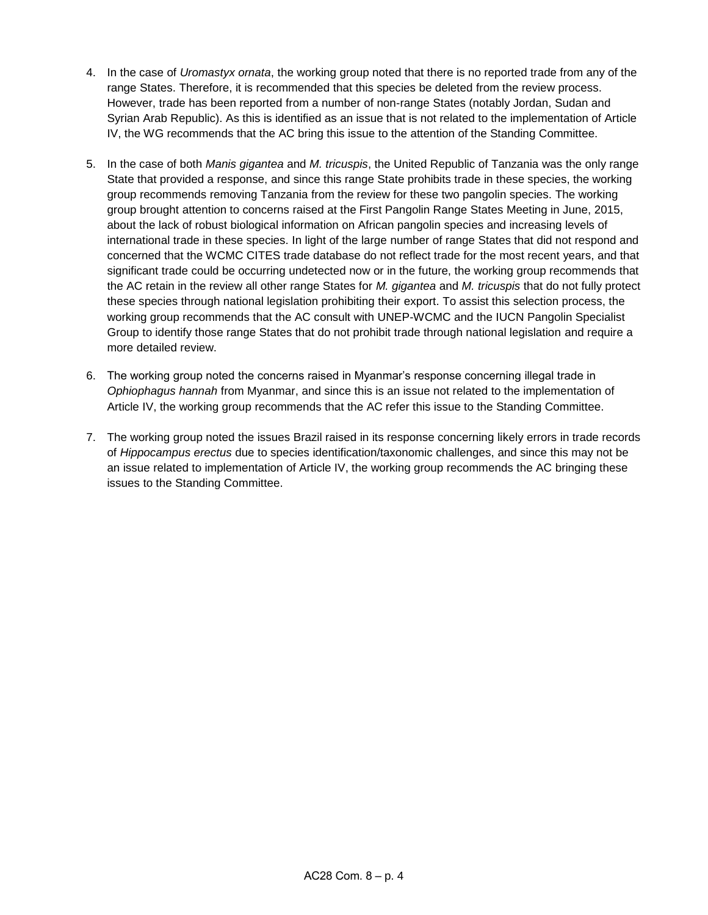4. In the case of *Uromastyx ornata*, the working group noted that there is no reported trade from any of the range States. Therefore, it is recommended that this species be deleted from the review process. However, trade has been reported from a number of non-range States (notably Jordan, Sudan and Syrian Arab Republic). As this is identified as an issue that is not related to the implementation of Article IV, the WG recommends that the AC bring this issue to the attention of the Standing Committee.

5. In the case of both *Manis gigantea* and *M. tricuspis*, the United Republic of Tanzania was the only range State that provided a response, and since this range State prohibits trade in these species, the working group recommends removing Tanzania from the review for these two pangolin species. The working group brought attention to concerns raised at the First Pangolin Range States Meeting in June, 2015, about the lack of robust biological information on African pangolin species and increasing levels of international trade in these species. In light of the large number of range States that did not respond and concerned that the WCMC CITES trade database do not reflect trade for the most recent years, and that significant trade could be occurring undetected now or in the future, the working group recommends that the AC retain in the review all other range States for *M. gigantea* and *M. tricuspis* that do not fully protect these species through national legislation prohibiting their export. To assist this selection process, the working group recommends that the AC consult with UNEP-WCMC and the IUCN Pangolin Specialist Group to identify those range States that do not prohibit trade through national legislation and require a more detailed review.

6. The working group noted the concerns raised in Myanmar's response concerning illegal trade in *Ophiophagus hannah* from Myanmar, and since this is an issue not related to the implementation of Article IV, the working group recommends that the AC refer this issue to the Standing Committee.

7. The working group noted the issues Brazil raised in its response concerning likely errors in trade records of *Hippocampus erectus* due to species identification/taxonomic challenges, and since this may not be an issue related to implementation of Article IV, the working group recommends the AC bringing these issues to the Standing Committee.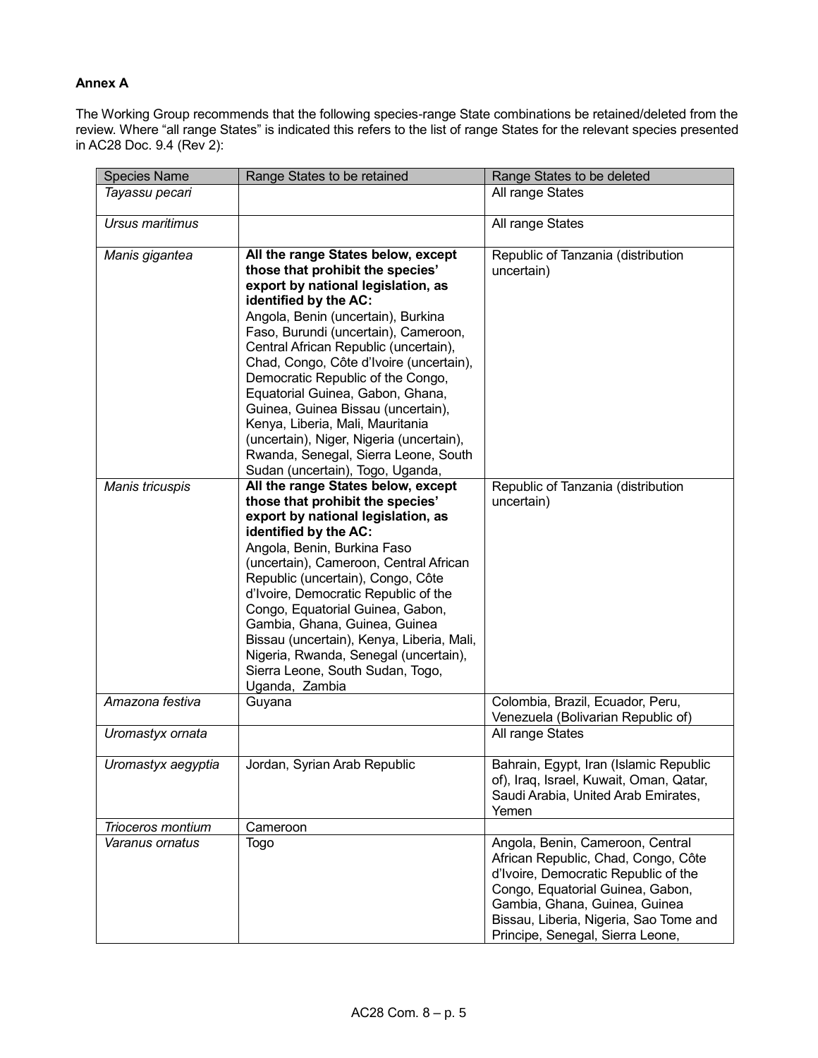**Annex A**

The Working Group recommends that the following species-range State combinations be retained/deleted from the review. Where "all range States" is indicated this refers to the list of range States for the relevant species presented in AC28 Doc. 9.4 (Rev 2):

| Species Name | Range States to be retained | Range States to be deleted |
|---|---|---|
| *Tayassu pecari* | | All range States |
| *Ursus maritimus* | | All range States |
| *Manis gigantea* | **All the range States below, except those that prohibit the species' export by national legislation, as identified by the AC:** Angola, Benin (uncertain), Burkina Faso, Burundi (uncertain), Cameroon, Central African Republic (uncertain), Chad, Congo, Côte d'Ivoire (uncertain), Democratic Republic of the Congo, Equatorial Guinea, Gabon, Ghana, Guinea, Guinea Bissau (uncertain), Kenya, Liberia, Mali, Mauritania (uncertain), Niger, Nigeria (uncertain), Rwanda, Senegal, Sierra Leone, South Sudan (uncertain), Togo, Uganda, | Republic of Tanzania (distribution uncertain) |
| *Manis tricuspis* | **All the range States below, except those that prohibit the species' export by national legislation, as identified by the AC:** Angola, Benin, Burkina Faso (uncertain), Cameroon, Central African Republic (uncertain), Congo, Côte d'Ivoire, Democratic Republic of the Congo, Equatorial Guinea, Gabon, Gambia, Ghana, Guinea, Guinea Bissau (uncertain), Kenya, Liberia, Mali, Nigeria, Rwanda, Senegal (uncertain), Sierra Leone, South Sudan, Togo, Uganda, Zambia | Republic of Tanzania (distribution uncertain) |
| *Amazona festiva* | Guyana | Colombia, Brazil, Ecuador, Peru, Venezuela (Bolivarian Republic of) |
| *Uromastyx ornata* | | All range States |
| *Uromastyx aegyptia* | Jordan, Syrian Arab Republic | Bahrain, Egypt, Iran (Islamic Republic of), Iraq, Israel, Kuwait, Oman, Qatar, Saudi Arabia, United Arab Emirates, Yemen |
| *Trioceros montium* | Cameroon | |
| *Varanus ornatus* | Togo | Angola, Benin, Cameroon, Central African Republic, Chad, Congo, Côte d'Ivoire, Democratic Republic of the Congo, Equatorial Guinea, Gabon, Gambia, Ghana, Guinea, Guinea Bissau, Liberia, Nigeria, Sao Tome and Principe, Senegal, Sierra Leone, |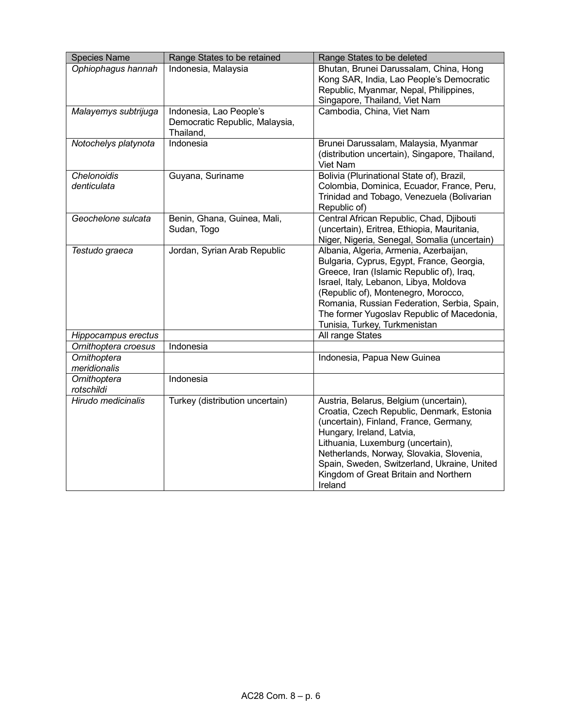| Species Name | Range States to be retained | Range States to be deleted |
|---|---|---|
| *Ophiophagus hannah* | Indonesia, Malaysia | Bhutan, Brunei Darussalam, China, Hong Kong SAR, India, Lao People's Democratic Republic, Myanmar, Nepal, Philippines, Singapore, Thailand, Viet Nam |
| *Malayemys subtrijuga* | Indonesia, Lao People's Democratic Republic, Malaysia, Thailand, | Cambodia, China, Viet Nam |
| *Notochelys platynota* | Indonesia | Brunei Darussalam, Malaysia, Myanmar (distribution uncertain), Singapore, Thailand, Viet Nam |
| *Chelonoidis denticulata* | Guyana, Suriname | Bolivia (Plurinational State of), Brazil, Colombia, Dominica, Ecuador, France, Peru, Trinidad and Tobago, Venezuela (Bolivarian Republic of) |
| *Geochelone sulcata* | Benin, Ghana, Guinea, Mali, Sudan, Togo | Central African Republic, Chad, Djibouti (uncertain), Eritrea, Ethiopia, Mauritania, Niger, Nigeria, Senegal, Somalia (uncertain) |
| *Testudo graeca* | Jordan, Syrian Arab Republic | Albania, Algeria, Armenia, Azerbaijan, Bulgaria, Cyprus, Egypt, France, Georgia, Greece, Iran (Islamic Republic of), Iraq, Israel, Italy, Lebanon, Libya, Moldova (Republic of), Montenegro, Morocco, Romania, Russian Federation, Serbia, Spain, The former Yugoslav Republic of Macedonia, Tunisia, Turkey, Turkmenistan |
| *Hippocampus erectus* | | All range States |
| *Ornithoptera croesus* | Indonesia | |
| *Ornithoptera meridionalis* | | Indonesia, Papua New Guinea |
| *Ornithoptera rotschildi* | Indonesia | |
| *Hirudo medicinalis* | Turkey (distribution uncertain) | Austria, Belarus, Belgium (uncertain), Croatia, Czech Republic, Denmark, Estonia (uncertain), Finland, France, Germany, Hungary, Ireland, Latvia, Lithuania, Luxemburg (uncertain), Netherlands, Norway, Slovakia, Slovenia, Spain, Sweden, Switzerland, Ukraine, United Kingdom of Great Britain and Northern Ireland |